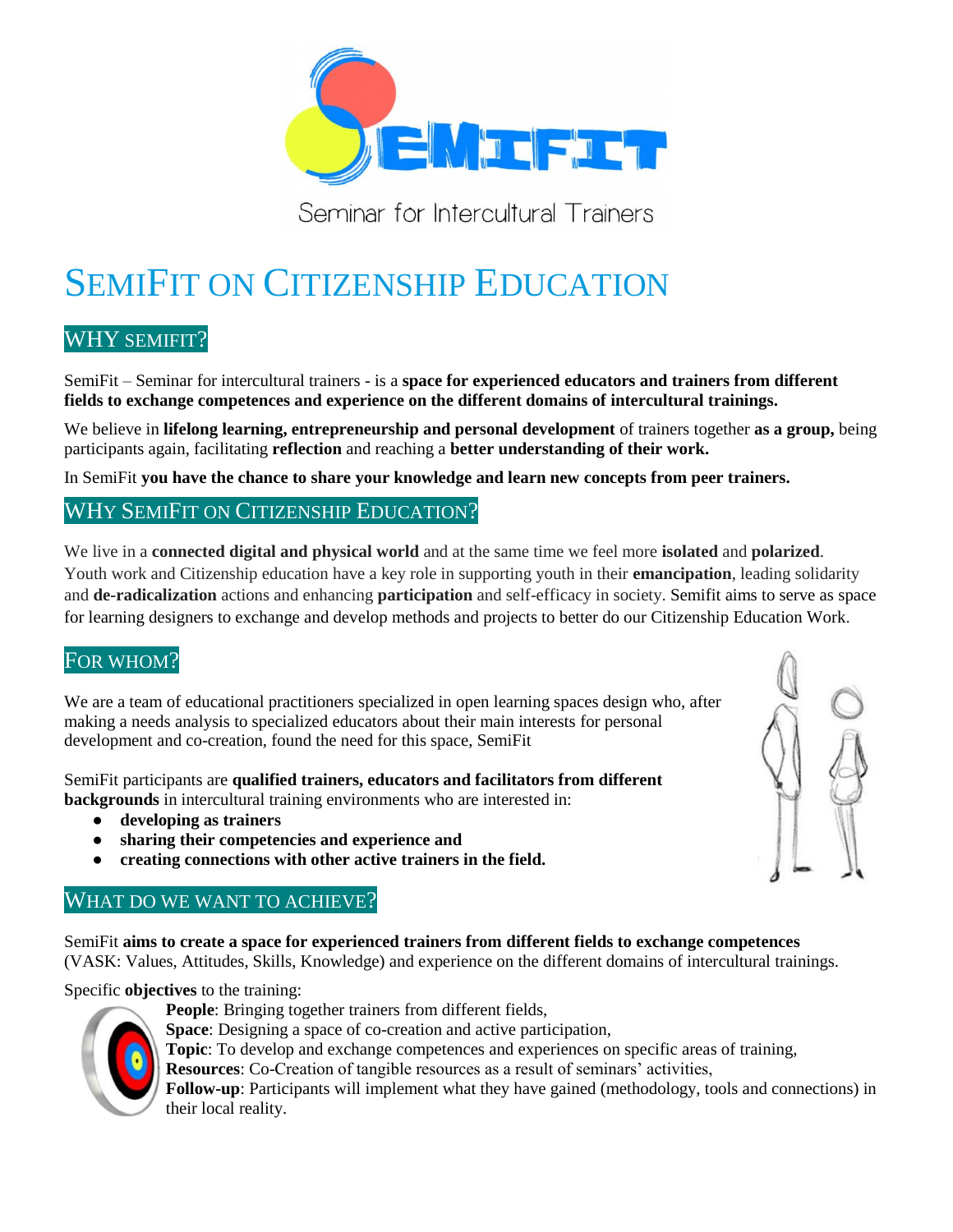Seminar for Intercultural Trainers

# SemiFit on Citizenship Education

## WHY SEMIFIT?

SemiFit – Seminar for intercultural trainers - is a **space for experienced educators and trainers from different fields to exchange competences and experience on the different domains of intercultural trainings.**

We believe in **lifelong learning, entrepreneurship and personal development** of trainers together **as a group,** being participants again, facilitating **reflection** and reaching a **better understanding of their work.**

In SemiFit **you have the chance to share your knowledge and learn new concepts from peer trainers.**

## WHY SEMIFIT ON CITIZENSHIP EDUCATION?

We live in a **connected digital and physical world** and at the same time we feel more **isolated** and **polarized**. Youth work and Citizenship education have a key role in supporting youth in their **emancipation**, leading solidarity and **de-radicalization** actions and enhancing **participation** and self-efficacy in society. Semifit aims to serve as space for learning designers to exchange and develop methods and projects to better do our Citizenship Education Work.

## FOR WHOM?

We are a team of educational practitioners specialized in open learning spaces design who, after making a needs analysis to specialized educators about their main interests for personal development and co-creation, found the need for this space, SemiFit

SemiFit participants are **qualified trainers, educators and facilitators from different backgrounds** in intercultural training environments who are interested in:

- **developing as trainers**
- **sharing their competencies and experience and**
- **creating connections with other active trainers in the field.**

## WHAT DO WE WANT TO ACHIEVE?

SemiFit **aims to create a space for experienced trainers from different fields to exchange competences** (VASK: Values, Attitudes, Skills, Knowledge) and experience on the different domains of intercultural trainings.

Specific **objectives** to the training:

**People**: Bringing together trainers from different fields,
**Space**: Designing a space of co-creation and active participation,
**Topic**: To develop and exchange competences and experiences on specific areas of training,
**Resources**: Co-Creation of tangible resources as a result of seminars' activities,
**Follow-up**: Participants will implement what they have gained (methodology, tools and connections) in their local reality.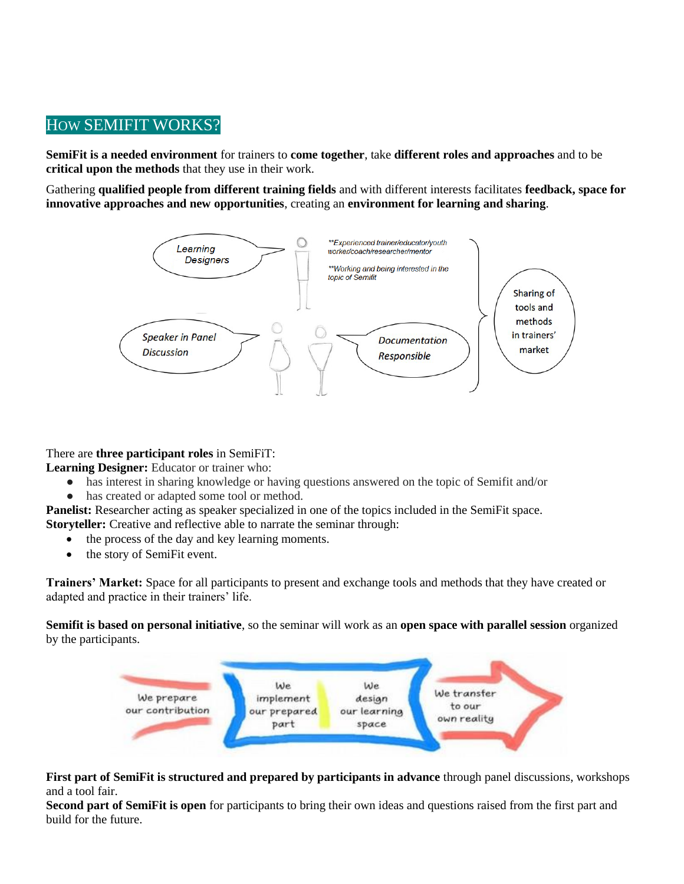## How SEMIFIT WORKS?

**SemiFit is a needed environment** for trainers to **come together**, take **different roles and approaches** and to be **critical upon the methods** that they use in their work.

Gathering **qualified people from different training fields** and with different interests facilitates **feedback, space for innovative approaches and new opportunities**, creating an **environment for learning and sharing**.

There are **three participant roles** in SemiFiT:

**Learning Designer:** Educator or trainer who:

- has interest in sharing knowledge or having questions answered on the topic of Semifit and/or
- has created or adapted some tool or method.

**Panelist:** Researcher acting as speaker specialized in one of the topics included in the SemiFit space.

**Storyteller:** Creative and reflective able to narrate the seminar through:

- the process of the day and key learning moments.
- the story of SemiFit event.

**Trainers' Market:** Space for all participants to present and exchange tools and methods that they have created or adapted and practice in their trainers' life.

**Semifit is based on personal initiative**, so the seminar will work as an **open space with parallel session** organized by the participants.

**First part of SemiFit is structured and prepared by participants in advance** through panel discussions, workshops and a tool fair.

**Second part of SemiFit is open** for participants to bring their own ideas and questions raised from the first part and build for the future.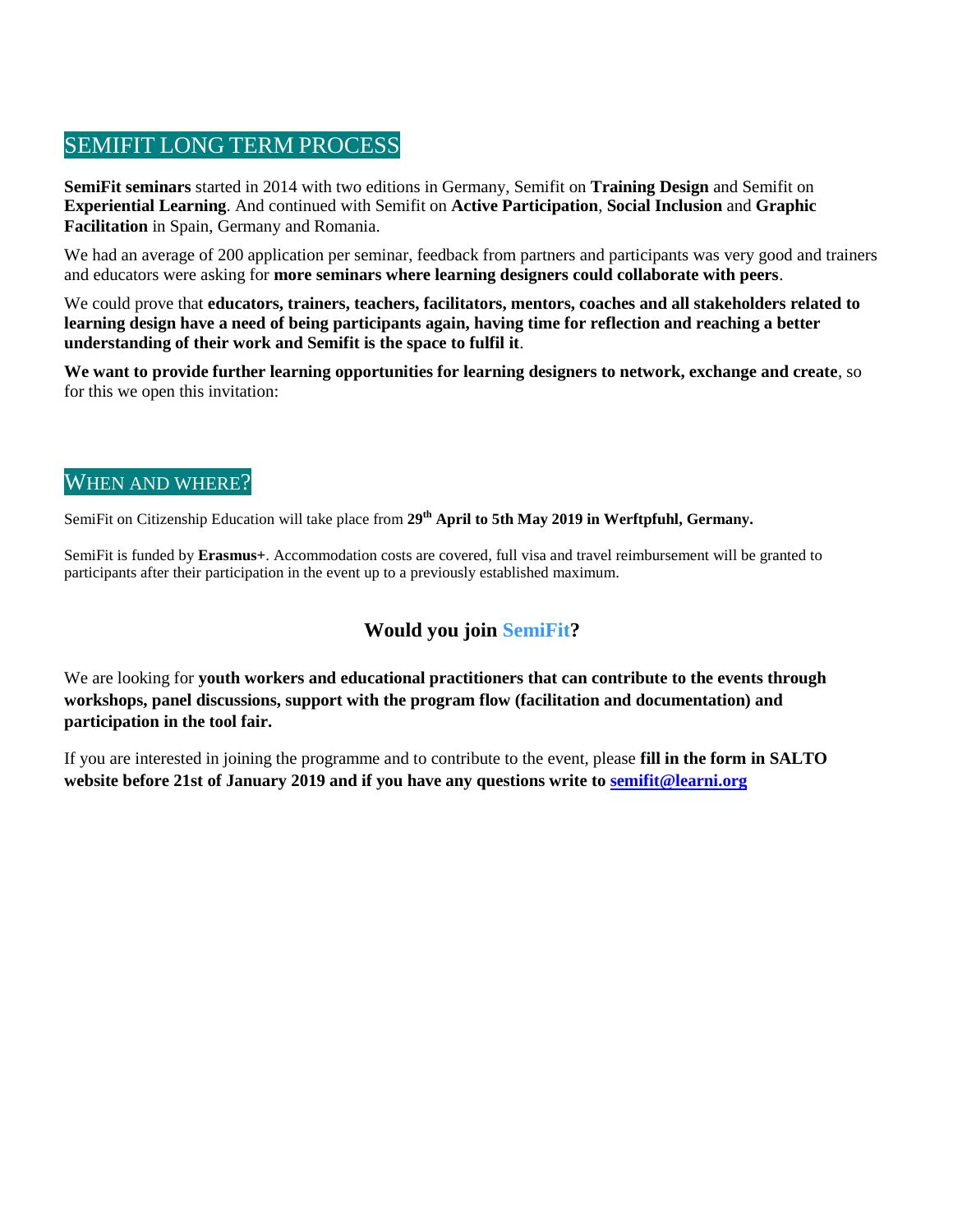## SEMIFIT LONG TERM PROCESS

**SemiFit seminars** started in 2014 with two editions in Germany, Semifit on **Training Design** and Semifit on **Experiential Learning**. And continued with Semifit on **Active Participation**, **Social Inclusion** and **Graphic Facilitation** in Spain, Germany and Romania.

We had an average of 200 application per seminar, feedback from partners and participants was very good and trainers and educators were asking for **more seminars where learning designers could collaborate with peers**.

We could prove that **educators, trainers, teachers, facilitators, mentors, coaches and all stakeholders related to learning design have a need of being participants again, having time for reflection and reaching a better understanding of their work and Semifit is the space to fulfil it**.

**We want to provide further learning opportunities for learning designers to network, exchange and create**, so for this we open this invitation:

## WHEN AND WHERE?

SemiFit on Citizenship Education will take place from **29th April to 5th May 2019 in Werftpfuhl, Germany.**

SemiFit is funded by **Erasmus+**. Accommodation costs are covered, full visa and travel reimbursement will be granted to participants after their participation in the event up to a previously established maximum.

### Would you join SemiFit?

We are looking for **youth workers and educational practitioners that can contribute to the events through workshops, panel discussions, support with the program flow (facilitation and documentation) and participation in the tool fair.**

If you are interested in joining the programme and to contribute to the event, please **fill in the form in SALTO website before 21st of January 2019 and if you have any questions write to semifit@learni.org**